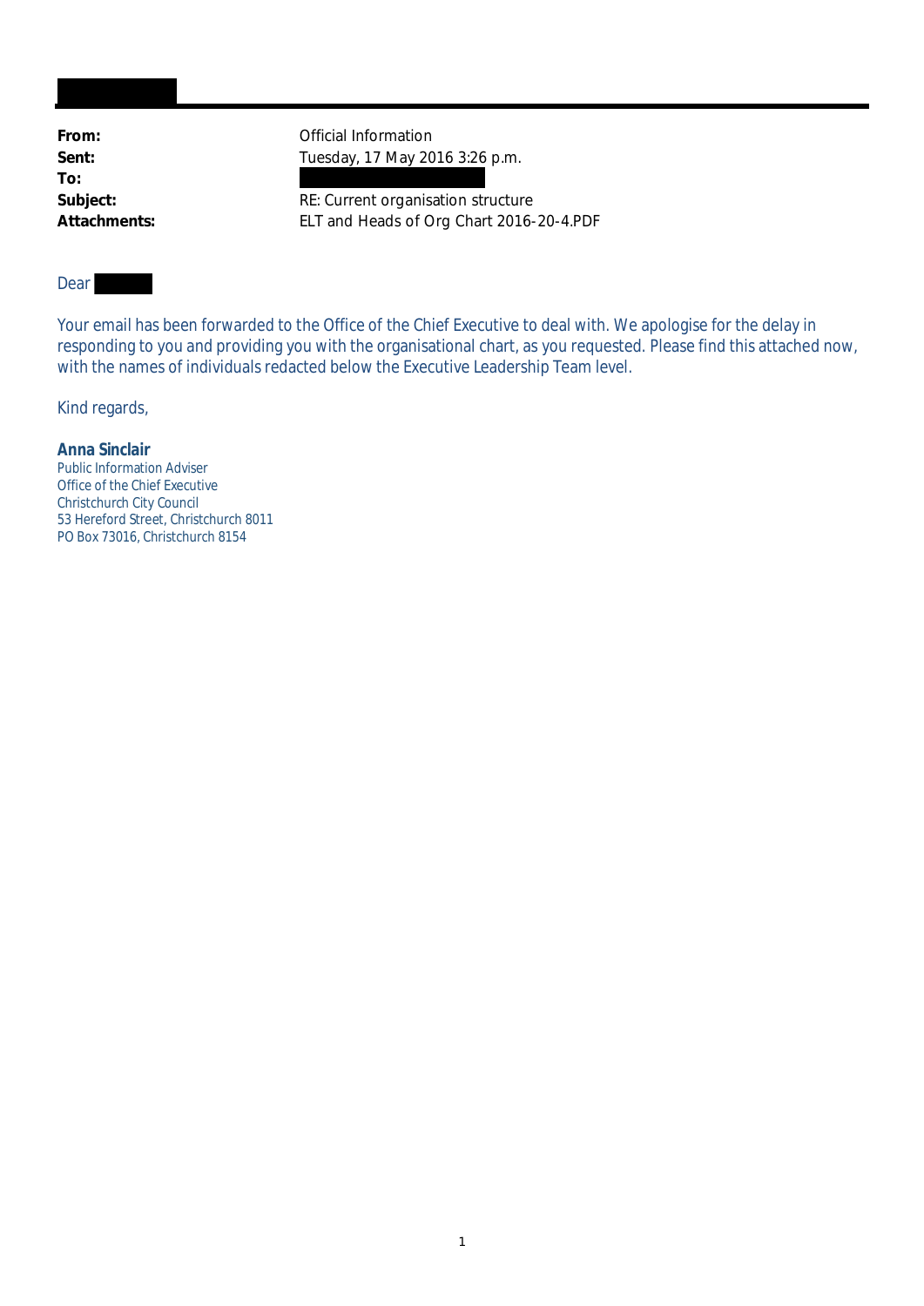**From:** Official Information
**Sent:** Tuesday, 17 May 2016 3:26 p.m.
**To:**
**Subject:** RE: Current organisation structure
**Attachments:** ELT and Heads of Org Chart 2016-20-4.PDF

Dear

Your email has been forwarded to the Office of the Chief Executive to deal with. We apologise for the delay in responding to you and providing you with the organisational chart, as you requested. Please find this attached now, with the names of individuals redacted below the Executive Leadership Team level.

Kind regards,

**Anna Sinclair**
Public Information Adviser
Office of the Chief Executive
Christchurch City Council
53 Hereford Street, Christchurch 8011
PO Box 73016, Christchurch 8154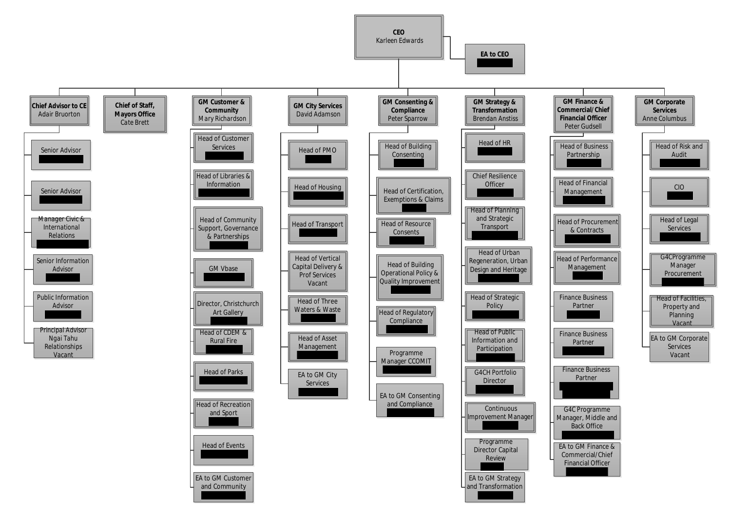**CEO**
Karleen Edwards

- **EA to CEO**

**Chief Advisor to CE**
Adair Bruorton

- Senior Advisor
- Senior Advisor
- Manager Civic & International Relations
- Senior Information Advisor
- Public Information Advisor
- Principal Advisor Ngai Tahu Relationships Vacant

**Chief of Staff, Mayors Office**
Cate Brett

**GM Customer & Community**
Mary Richardson

- Head of Customer Services
- Head of Libraries & Information
- Head of Community Support, Governance & Partnerships
- GM Vbase
- Director, Christchurch Art Gallery
- Head of CDEM & Rural Fire
- Head of Parks
- Head of Recreation and Sport
- Head of Events
- EA to GM Customer and Community

**GM City Services**
David Adamson

- Head of PMO
- Head of Housing
- Head of Transport
- Head of Vertical Capital Delivery & Prof Services Vacant
- Head of Three Waters & Waste
- Head of Asset Management
- EA to GM City Services

**GM Consenting & Compliance**
Peter Sparrow

- Head of Building Consenting
- Head of Certification, Exemptions & Claims
- Head of Resource Consents
- Head of Building Operational Policy & Quality Improvement
- Head of Regulatory Compliance
- Programme Manager CCOMIT
- EA to GM Consenting and Compliance

**GM Strategy & Transformation**
Brendan Anstiss

- Head of HR
- Chief Resilience Officer
- Head of Planning and Strategic Transport
- Head of Urban Regeneration, Urban Design and Heritage
- Head of Strategic Policy
- Head of Public Information and Participation
- G4CH Portfolio Director
- Continuous Improvement Manager
- Programme Director Capital Review
- EA to GM Strategy and Transformation

**GM Finance & Commercial/ Chief Financial Officer**
Peter Gudsell

- Head of Business Partnership
- Head of Financial Management
- Head of Procurement & Contracts
- Head of Performance Management
- Finance Business Partner
- Finance Business Partner
- Finance Business Partner
- G4C Programme Manager, Middle and Back Office
- EA to GM Finance & Commercial/Chief Financial Officer

**GM Corporate Services**
Anne Columbus

- Head of Risk and Audit
- CIO
- Head of Legal Services
- G4CProgramme Manager Procurement
- Head of Facilities, Property and Planning Vacant
- EA to GM Corporate Services Vacant